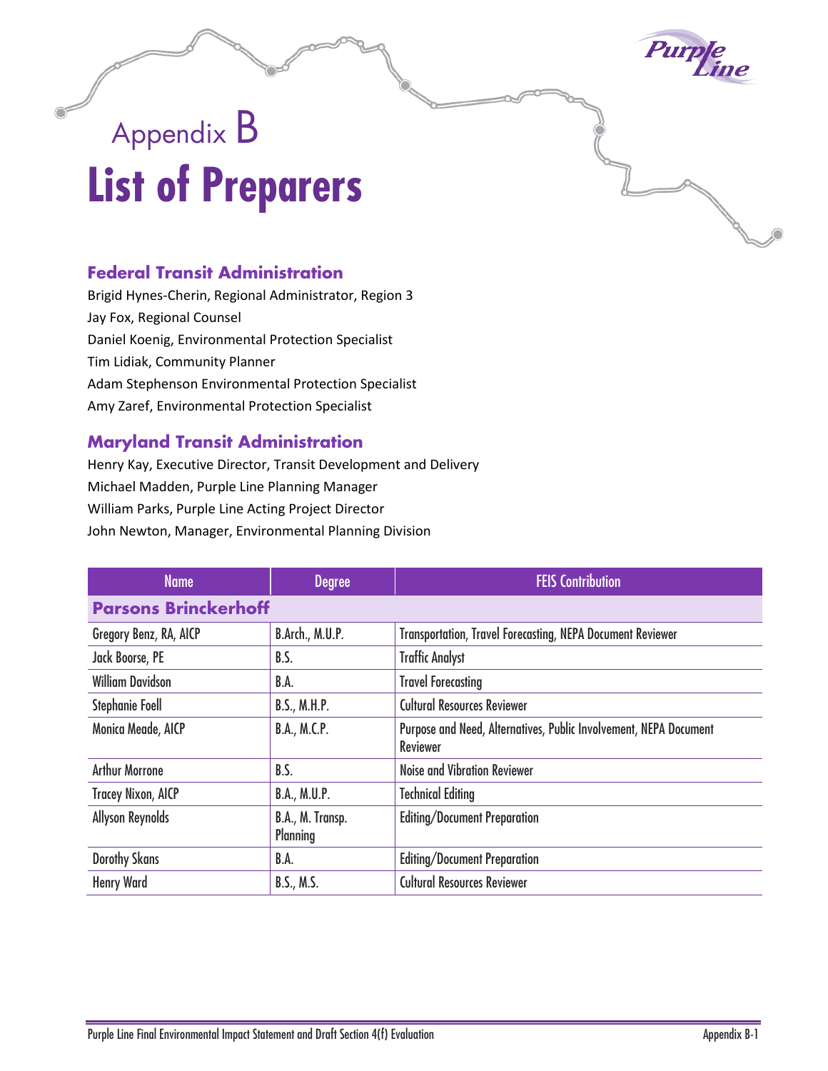# Appendix B
# List of Preparers

## Federal Transit Administration

Brigid Hynes-Cherin, Regional Administrator, Region 3
Jay Fox, Regional Counsel
Daniel Koenig, Environmental Protection Specialist
Tim Lidiak, Community Planner
Adam Stephenson Environmental Protection Specialist
Amy Zaref, Environmental Protection Specialist

## Maryland Transit Administration

Henry Kay, Executive Director, Transit Development and Delivery
Michael Madden, Purple Line Planning Manager
William Parks, Purple Line Acting Project Director
John Newton, Manager, Environmental Planning Division

| Name | Degree | FEIS Contribution |
|---|---|---|
| **Parsons Brinckerhoff** | | |
| Gregory Benz, RA, AICP | B.Arch., M.U.P. | Transportation, Travel Forecasting, NEPA Document Reviewer |
| Jack Boorse, PE | B.S. | Traffic Analyst |
| William Davidson | B.A. | Travel Forecasting |
| Stephanie Foell | B.S., M.H.P. | Cultural Resources Reviewer |
| Monica Meade, AICP | B.A., M.C.P. | Purpose and Need, Alternatives, Public Involvement, NEPA Document Reviewer |
| Arthur Morrone | B.S. | Noise and Vibration Reviewer |
| Tracey Nixon, AICP | B.A., M.U.P. | Technical Editing |
| Allyson Reynolds | B.A., M. Transp. Planning | Editing/Document Preparation |
| Dorothy Skans | B.A. | Editing/Document Preparation |
| Henry Ward | B.S., M.S. | Cultural Resources Reviewer |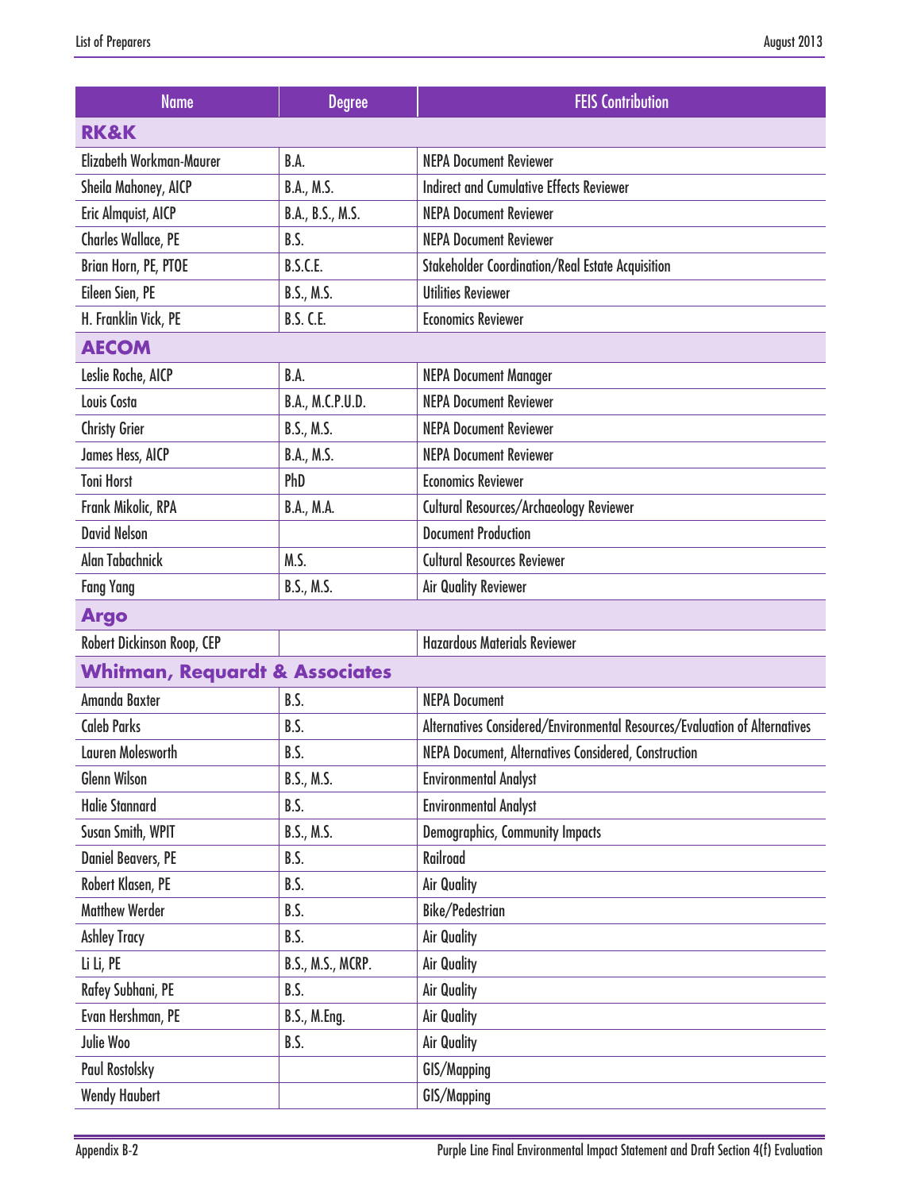| Name | Degree | FEIS Contribution |
|---|---|---|
| **RK&K** | | |
| Elizabeth Workman-Maurer | B.A. | NEPA Document Reviewer |
| Sheila Mahoney, AICP | B.A., M.S. | Indirect and Cumulative Effects Reviewer |
| Eric Almquist, AICP | B.A., B.S., M.S. | NEPA Document Reviewer |
| Charles Wallace, PE | B.S. | NEPA Document Reviewer |
| Brian Horn, PE, PTOE | B.S.C.E. | Stakeholder Coordination/Real Estate Acquisition |
| Eileen Sien, PE | B.S., M.S. | Utilities Reviewer |
| H. Franklin Vick, PE | B.S. C.E. | Economics Reviewer |
| **AECOM** | | |
| Leslie Roche, AICP | B.A. | NEPA Document Manager |
| Louis Costa | B.A., M.C.P.U.D. | NEPA Document Reviewer |
| Christy Grier | B.S., M.S. | NEPA Document Reviewer |
| James Hess, AICP | B.A., M.S. | NEPA Document Reviewer |
| Toni Horst | PhD | Economics Reviewer |
| Frank Mikolic, RPA | B.A., M.A. | Cultural Resources/Archaeology Reviewer |
| David Nelson | | Document Production |
| Alan Tabachnick | M.S. | Cultural Resources Reviewer |
| Fang Yang | B.S., M.S. | Air Quality Reviewer |
| **Argo** | | |
| Robert Dickinson Roop, CEP | | Hazardous Materials Reviewer |
| **Whitman, Requardt & Associates** | | |
| Amanda Baxter | B.S. | NEPA Document |
| Caleb Parks | B.S. | Alternatives Considered/Environmental Resources/Evaluation of Alternatives |
| Lauren Molesworth | B.S. | NEPA Document, Alternatives Considered, Construction |
| Glenn Wilson | B.S., M.S. | Environmental Analyst |
| Halie Stannard | B.S. | Environmental Analyst |
| Susan Smith, WPIT | B.S., M.S. | Demographics, Community Impacts |
| Daniel Beavers, PE | B.S. | Railroad |
| Robert Klasen, PE | B.S. | Air Quality |
| Matthew Werder | B.S. | Bike/Pedestrian |
| Ashley Tracy | B.S. | Air Quality |
| Li Li, PE | B.S., M.S., MCRP. | Air Quality |
| Rafey Subhani, PE | B.S. | Air Quality |
| Evan Hershman, PE | B.S., M.Eng. | Air Quality |
| Julie Woo | B.S. | Air Quality |
| Paul Rostolsky | | GIS/Mapping |
| Wendy Haubert | | GIS/Mapping |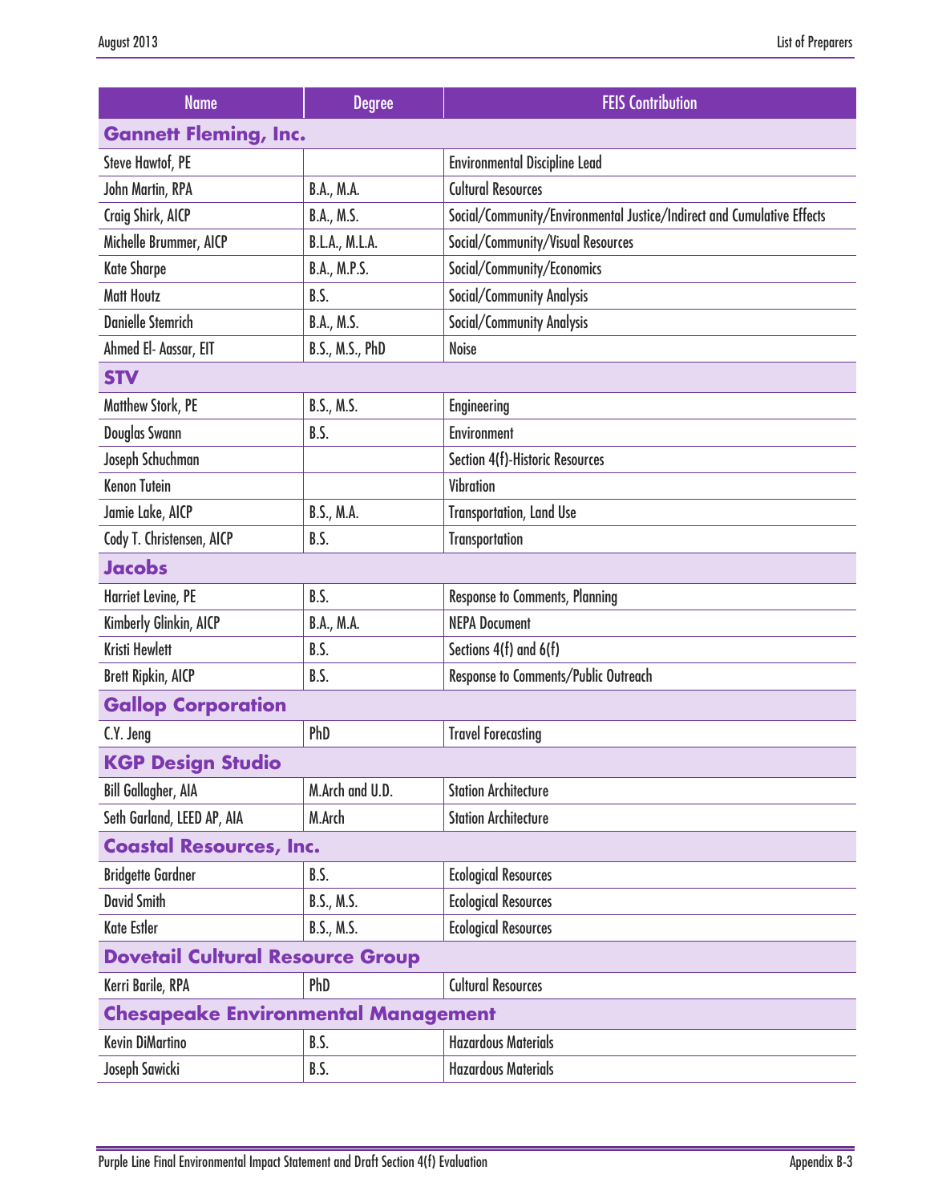| Name | Degree | FEIS Contribution |
|---|---|---|
| **Gannett Fleming, Inc.** | | |
| Steve Hawtof, PE | | Environmental Discipline Lead |
| John Martin, RPA | B.A., M.A. | Cultural Resources |
| Craig Shirk, AICP | B.A., M.S. | Social/Community/Environmental Justice/Indirect and Cumulative Effects |
| Michelle Brummer, AICP | B.L.A., M.L.A. | Social/Community/Visual Resources |
| Kate Sharpe | B.A., M.P.S. | Social/Community/Economics |
| Matt Houtz | B.S. | Social/Community Analysis |
| Danielle Stemrich | B.A., M.S. | Social/Community Analysis |
| Ahmed El- Aassar, EIT | B.S., M.S., PhD | Noise |
| **STV** | | |
| Matthew Stork, PE | B.S., M.S. | Engineering |
| Douglas Swann | B.S. | Environment |
| Joseph Schuchman | | Section 4(f)-Historic Resources |
| Kenon Tutein | | Vibration |
| Jamie Lake, AICP | B.S., M.A. | Transportation, Land Use |
| Cody T. Christensen, AICP | B.S. | Transportation |
| **Jacobs** | | |
| Harriet Levine, PE | B.S. | Response to Comments, Planning |
| Kimberly Glinkin, AICP | B.A., M.A. | NEPA Document |
| Kristi Hewlett | B.S. | Sections 4(f) and 6(f) |
| Brett Ripkin, AICP | B.S. | Response to Comments/Public Outreach |
| **Gallop Corporation** | | |
| C.Y. Jeng | PhD | Travel Forecasting |
| **KGP Design Studio** | | |
| Bill Gallagher, AIA | M.Arch and U.D. | Station Architecture |
| Seth Garland, LEED AP, AIA | M.Arch | Station Architecture |
| **Coastal Resources, Inc.** | | |
| Bridgette Gardner | B.S. | Ecological Resources |
| David Smith | B.S., M.S. | Ecological Resources |
| Kate Estler | B.S., M.S. | Ecological Resources |
| **Dovetail Cultural Resource Group** | | |
| Kerri Barile, RPA | PhD | Cultural Resources |
| **Chesapeake Environmental Management** | | |
| Kevin DiMartino | B.S. | Hazardous Materials |
| Joseph Sawicki | B.S. | Hazardous Materials |